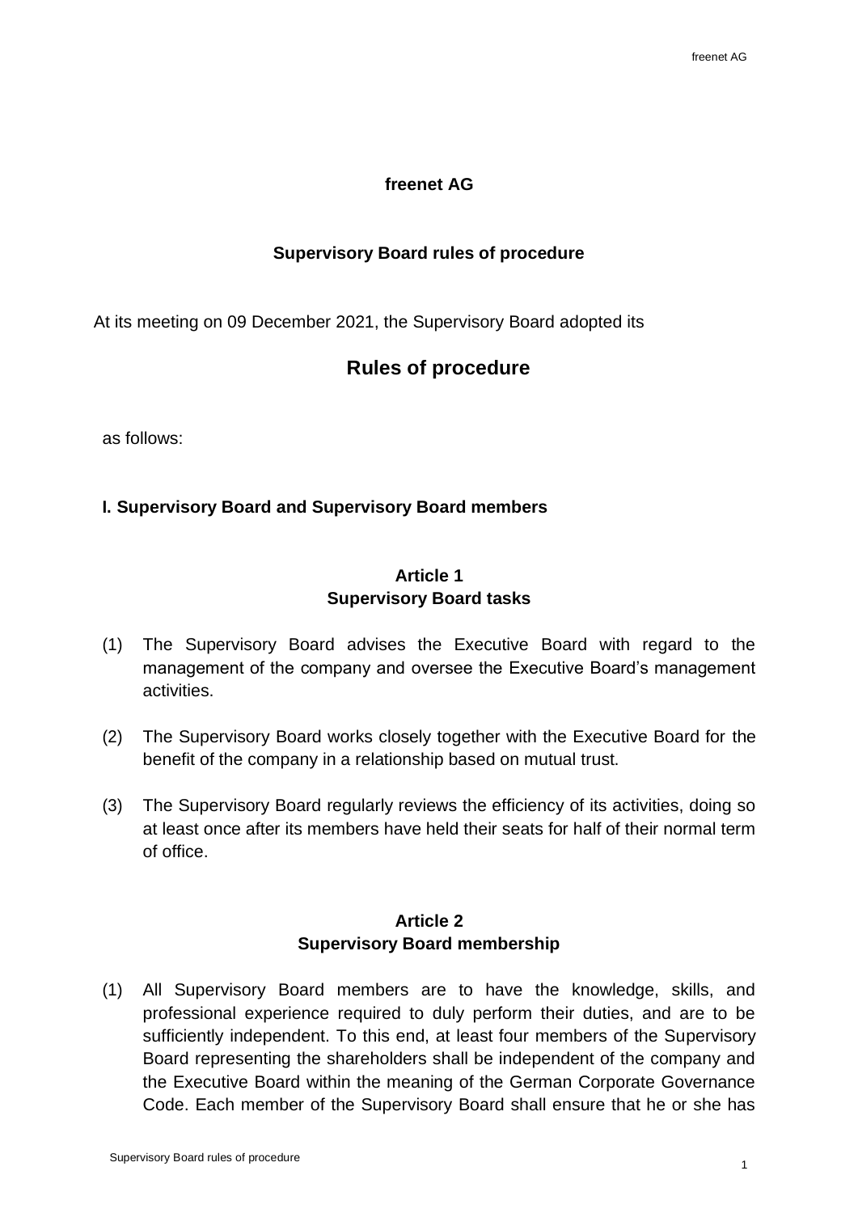# freenet AG

## Supervisory Board rules of procedure

At its meeting on 09 December 2021, the Supervisory Board adopted its

# Rules of procedure

as follows:

## I. Supervisory Board and Supervisory Board members

### Article 1
### Supervisory Board tasks

(1) The Supervisory Board advises the Executive Board with regard to the management of the company and oversee the Executive Board's management activities.

(2) The Supervisory Board works closely together with the Executive Board for the benefit of the company in a relationship based on mutual trust.

(3) The Supervisory Board regularly reviews the efficiency of its activities, doing so at least once after its members have held their seats for half of their normal term of office.

### Article 2
### Supervisory Board membership

(1) All Supervisory Board members are to have the knowledge, skills, and professional experience required to duly perform their duties, and are to be sufficiently independent. To this end, at least four members of the Supervisory Board representing the shareholders shall be independent of the company and the Executive Board within the meaning of the German Corporate Governance Code. Each member of the Supervisory Board shall ensure that he or she has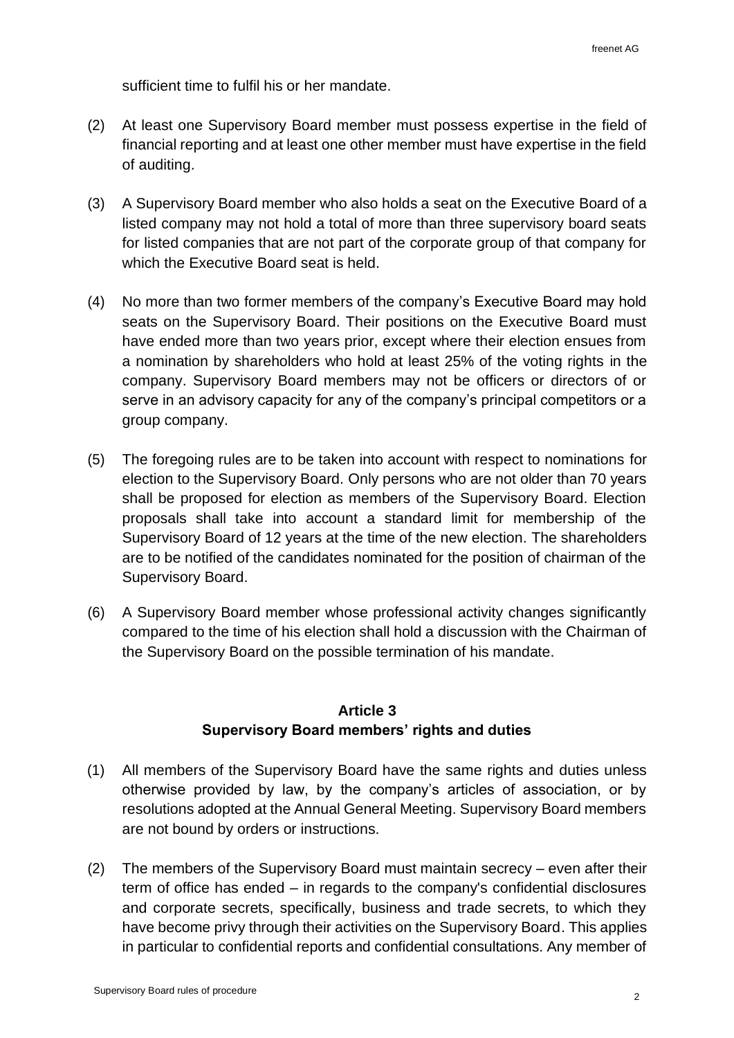sufficient time to fulfil his or her mandate.

(2) At least one Supervisory Board member must possess expertise in the field of financial reporting and at least one other member must have expertise in the field of auditing.

(3) A Supervisory Board member who also holds a seat on the Executive Board of a listed company may not hold a total of more than three supervisory board seats for listed companies that are not part of the corporate group of that company for which the Executive Board seat is held.

(4) No more than two former members of the company's Executive Board may hold seats on the Supervisory Board. Their positions on the Executive Board must have ended more than two years prior, except where their election ensues from a nomination by shareholders who hold at least 25% of the voting rights in the company. Supervisory Board members may not be officers or directors of or serve in an advisory capacity for any of the company's principal competitors or a group company.

(5) The foregoing rules are to be taken into account with respect to nominations for election to the Supervisory Board. Only persons who are not older than 70 years shall be proposed for election as members of the Supervisory Board. Election proposals shall take into account a standard limit for membership of the Supervisory Board of 12 years at the time of the new election. The shareholders are to be notified of the candidates nominated for the position of chairman of the Supervisory Board.

(6) A Supervisory Board member whose professional activity changes significantly compared to the time of his election shall hold a discussion with the Chairman of the Supervisory Board on the possible termination of his mandate.

## Article 3
## Supervisory Board members' rights and duties

(1) All members of the Supervisory Board have the same rights and duties unless otherwise provided by law, by the company's articles of association, or by resolutions adopted at the Annual General Meeting. Supervisory Board members are not bound by orders or instructions.

(2) The members of the Supervisory Board must maintain secrecy – even after their term of office has ended – in regards to the company's confidential disclosures and corporate secrets, specifically, business and trade secrets, to which they have become privy through their activities on the Supervisory Board. This applies in particular to confidential reports and confidential consultations. Any member of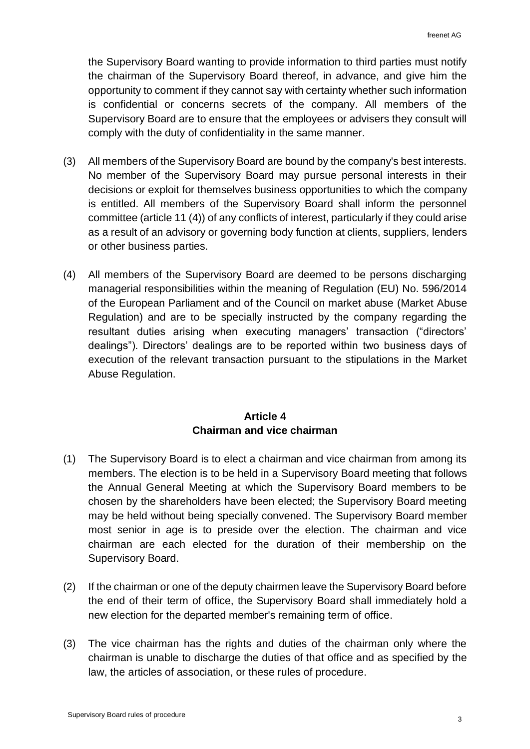the Supervisory Board wanting to provide information to third parties must notify the chairman of the Supervisory Board thereof, in advance, and give him the opportunity to comment if they cannot say with certainty whether such information is confidential or concerns secrets of the company. All members of the Supervisory Board are to ensure that the employees or advisers they consult will comply with the duty of confidentiality in the same manner.

(3) All members of the Supervisory Board are bound by the company's best interests. No member of the Supervisory Board may pursue personal interests in their decisions or exploit for themselves business opportunities to which the company is entitled. All members of the Supervisory Board shall inform the personnel committee (article 11 (4)) of any conflicts of interest, particularly if they could arise as a result of an advisory or governing body function at clients, suppliers, lenders or other business parties.

(4) All members of the Supervisory Board are deemed to be persons discharging managerial responsibilities within the meaning of Regulation (EU) No. 596/2014 of the European Parliament and of the Council on market abuse (Market Abuse Regulation) and are to be specially instructed by the company regarding the resultant duties arising when executing managers' transaction ("directors' dealings"). Directors' dealings are to be reported within two business days of execution of the relevant transaction pursuant to the stipulations in the Market Abuse Regulation.

## Article 4
## Chairman and vice chairman

(1) The Supervisory Board is to elect a chairman and vice chairman from among its members. The election is to be held in a Supervisory Board meeting that follows the Annual General Meeting at which the Supervisory Board members to be chosen by the shareholders have been elected; the Supervisory Board meeting may be held without being specially convened. The Supervisory Board member most senior in age is to preside over the election. The chairman and vice chairman are each elected for the duration of their membership on the Supervisory Board.

(2) If the chairman or one of the deputy chairmen leave the Supervisory Board before the end of their term of office, the Supervisory Board shall immediately hold a new election for the departed member's remaining term of office.

(3) The vice chairman has the rights and duties of the chairman only where the chairman is unable to discharge the duties of that office and as specified by the law, the articles of association, or these rules of procedure.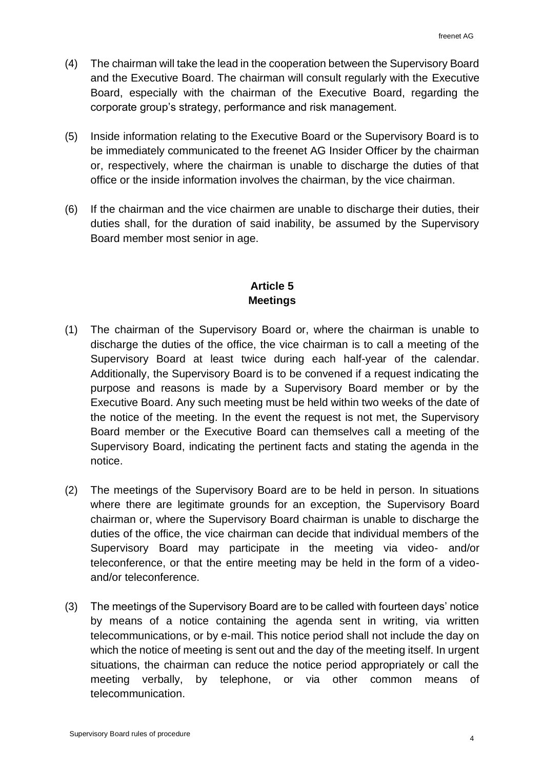(4) The chairman will take the lead in the cooperation between the Supervisory Board and the Executive Board. The chairman will consult regularly with the Executive Board, especially with the chairman of the Executive Board, regarding the corporate group's strategy, performance and risk management.

(5) Inside information relating to the Executive Board or the Supervisory Board is to be immediately communicated to the freenet AG Insider Officer by the chairman or, respectively, where the chairman is unable to discharge the duties of that office or the inside information involves the chairman, by the vice chairman.

(6) If the chairman and the vice chairmen are unable to discharge their duties, their duties shall, for the duration of said inability, be assumed by the Supervisory Board member most senior in age.

## Article 5
## Meetings

(1) The chairman of the Supervisory Board or, where the chairman is unable to discharge the duties of the office, the vice chairman is to call a meeting of the Supervisory Board at least twice during each half-year of the calendar. Additionally, the Supervisory Board is to be convened if a request indicating the purpose and reasons is made by a Supervisory Board member or by the Executive Board. Any such meeting must be held within two weeks of the date of the notice of the meeting. In the event the request is not met, the Supervisory Board member or the Executive Board can themselves call a meeting of the Supervisory Board, indicating the pertinent facts and stating the agenda in the notice.

(2) The meetings of the Supervisory Board are to be held in person. In situations where there are legitimate grounds for an exception, the Supervisory Board chairman or, where the Supervisory Board chairman is unable to discharge the duties of the office, the vice chairman can decide that individual members of the Supervisory Board may participate in the meeting via video- and/or teleconference, or that the entire meeting may be held in the form of a video- and/or teleconference.

(3) The meetings of the Supervisory Board are to be called with fourteen days' notice by means of a notice containing the agenda sent in writing, via written telecommunications, or by e-mail. This notice period shall not include the day on which the notice of meeting is sent out and the day of the meeting itself. In urgent situations, the chairman can reduce the notice period appropriately or call the meeting verbally, by telephone, or via other common means of telecommunication.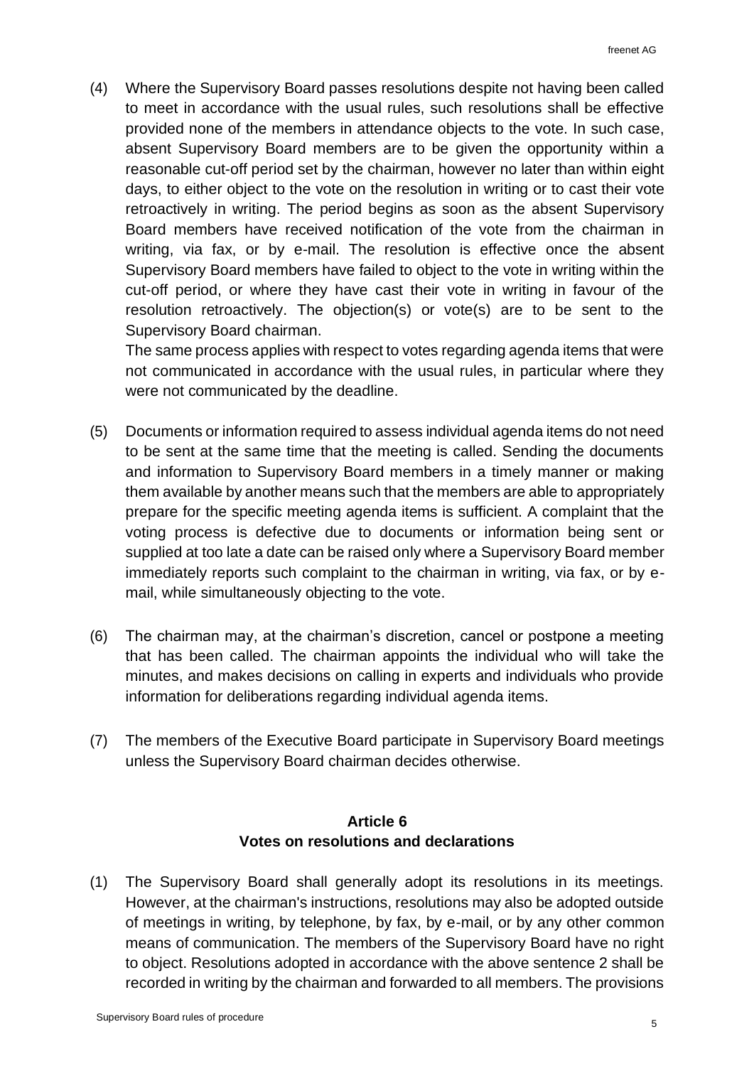(4) Where the Supervisory Board passes resolutions despite not having been called to meet in accordance with the usual rules, such resolutions shall be effective provided none of the members in attendance objects to the vote. In such case, absent Supervisory Board members are to be given the opportunity within a reasonable cut-off period set by the chairman, however no later than within eight days, to either object to the vote on the resolution in writing or to cast their vote retroactively in writing. The period begins as soon as the absent Supervisory Board members have received notification of the vote from the chairman in writing, via fax, or by e-mail. The resolution is effective once the absent Supervisory Board members have failed to object to the vote in writing within the cut-off period, or where they have cast their vote in writing in favour of the resolution retroactively. The objection(s) or vote(s) are to be sent to the Supervisory Board chairman.

The same process applies with respect to votes regarding agenda items that were not communicated in accordance with the usual rules, in particular where they were not communicated by the deadline.

(5) Documents or information required to assess individual agenda items do not need to be sent at the same time that the meeting is called. Sending the documents and information to Supervisory Board members in a timely manner or making them available by another means such that the members are able to appropriately prepare for the specific meeting agenda items is sufficient. A complaint that the voting process is defective due to documents or information being sent or supplied at too late a date can be raised only where a Supervisory Board member immediately reports such complaint to the chairman in writing, via fax, or by e-mail, while simultaneously objecting to the vote.

(6) The chairman may, at the chairman's discretion, cancel or postpone a meeting that has been called. The chairman appoints the individual who will take the minutes, and makes decisions on calling in experts and individuals who provide information for deliberations regarding individual agenda items.

(7) The members of the Executive Board participate in Supervisory Board meetings unless the Supervisory Board chairman decides otherwise.

## Article 6
## Votes on resolutions and declarations

(1) The Supervisory Board shall generally adopt its resolutions in its meetings. However, at the chairman's instructions, resolutions may also be adopted outside of meetings in writing, by telephone, by fax, by e-mail, or by any other common means of communication. The members of the Supervisory Board have no right to object. Resolutions adopted in accordance with the above sentence 2 shall be recorded in writing by the chairman and forwarded to all members. The provisions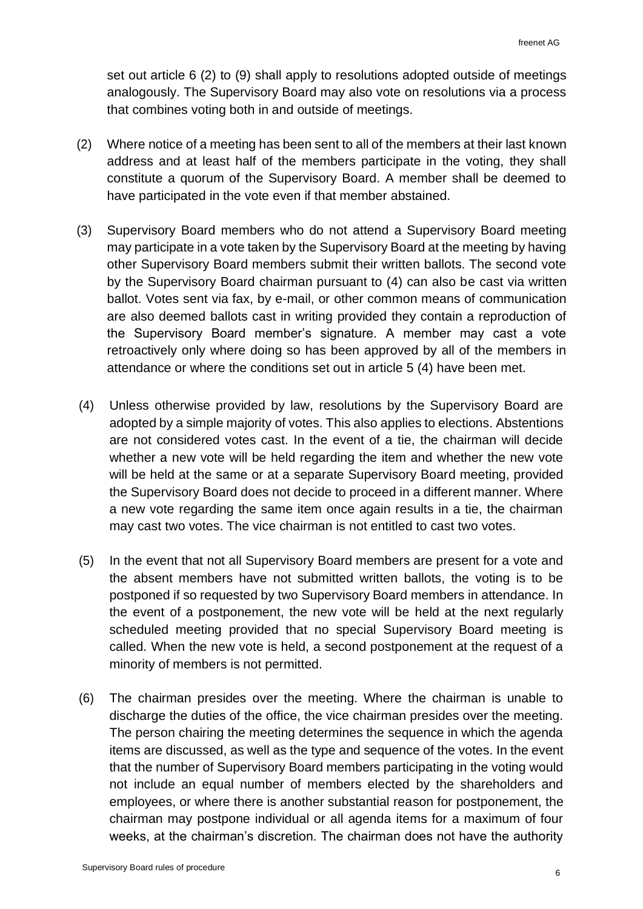set out article 6 (2) to (9) shall apply to resolutions adopted outside of meetings analogously. The Supervisory Board may also vote on resolutions via a process that combines voting both in and outside of meetings.

(2) Where notice of a meeting has been sent to all of the members at their last known address and at least half of the members participate in the voting, they shall constitute a quorum of the Supervisory Board. A member shall be deemed to have participated in the vote even if that member abstained.

(3) Supervisory Board members who do not attend a Supervisory Board meeting may participate in a vote taken by the Supervisory Board at the meeting by having other Supervisory Board members submit their written ballots. The second vote by the Supervisory Board chairman pursuant to (4) can also be cast via written ballot. Votes sent via fax, by e-mail, or other common means of communication are also deemed ballots cast in writing provided they contain a reproduction of the Supervisory Board member's signature. A member may cast a vote retroactively only where doing so has been approved by all of the members in attendance or where the conditions set out in article 5 (4) have been met.

(4) Unless otherwise provided by law, resolutions by the Supervisory Board are adopted by a simple majority of votes. This also applies to elections. Abstentions are not considered votes cast. In the event of a tie, the chairman will decide whether a new vote will be held regarding the item and whether the new vote will be held at the same or at a separate Supervisory Board meeting, provided the Supervisory Board does not decide to proceed in a different manner. Where a new vote regarding the same item once again results in a tie, the chairman may cast two votes. The vice chairman is not entitled to cast two votes.

(5) In the event that not all Supervisory Board members are present for a vote and the absent members have not submitted written ballots, the voting is to be postponed if so requested by two Supervisory Board members in attendance. In the event of a postponement, the new vote will be held at the next regularly scheduled meeting provided that no special Supervisory Board meeting is called. When the new vote is held, a second postponement at the request of a minority of members is not permitted.

(6) The chairman presides over the meeting. Where the chairman is unable to discharge the duties of the office, the vice chairman presides over the meeting. The person chairing the meeting determines the sequence in which the agenda items are discussed, as well as the type and sequence of the votes. In the event that the number of Supervisory Board members participating in the voting would not include an equal number of members elected by the shareholders and employees, or where there is another substantial reason for postponement, the chairman may postpone individual or all agenda items for a maximum of four weeks, at the chairman's discretion. The chairman does not have the authority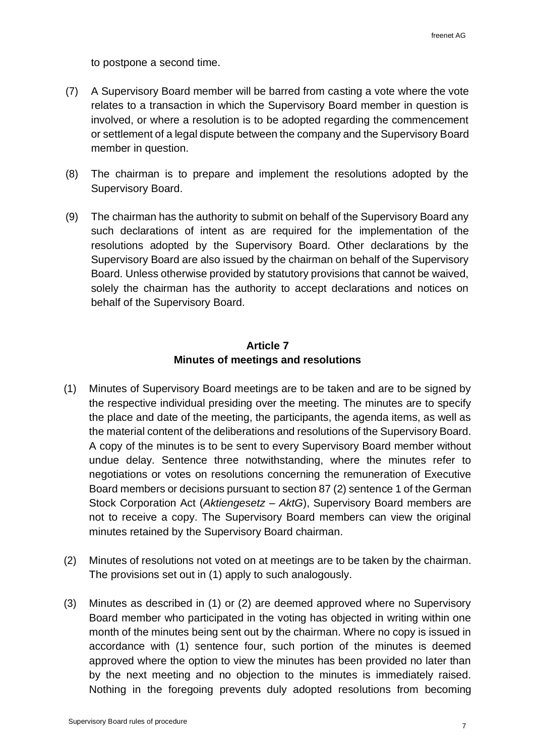to postpone a second time.

(7) A Supervisory Board member will be barred from casting a vote where the vote relates to a transaction in which the Supervisory Board member in question is involved, or where a resolution is to be adopted regarding the commencement or settlement of a legal dispute between the company and the Supervisory Board member in question.

(8) The chairman is to prepare and implement the resolutions adopted by the Supervisory Board.

(9) The chairman has the authority to submit on behalf of the Supervisory Board any such declarations of intent as are required for the implementation of the resolutions adopted by the Supervisory Board. Other declarations by the Supervisory Board are also issued by the chairman on behalf of the Supervisory Board. Unless otherwise provided by statutory provisions that cannot be waived, solely the chairman has the authority to accept declarations and notices on behalf of the Supervisory Board.

## Article 7
## Minutes of meetings and resolutions

(1) Minutes of Supervisory Board meetings are to be taken and are to be signed by the respective individual presiding over the meeting. The minutes are to specify the place and date of the meeting, the participants, the agenda items, as well as the material content of the deliberations and resolutions of the Supervisory Board. A copy of the minutes is to be sent to every Supervisory Board member without undue delay. Sentence three notwithstanding, where the minutes refer to negotiations or votes on resolutions concerning the remuneration of Executive Board members or decisions pursuant to section 87 (2) sentence 1 of the German Stock Corporation Act (*Aktiengesetz – AktG*), Supervisory Board members are not to receive a copy. The Supervisory Board members can view the original minutes retained by the Supervisory Board chairman.

(2) Minutes of resolutions not voted on at meetings are to be taken by the chairman. The provisions set out in (1) apply to such analogously.

(3) Minutes as described in (1) or (2) are deemed approved where no Supervisory Board member who participated in the voting has objected in writing within one month of the minutes being sent out by the chairman. Where no copy is issued in accordance with (1) sentence four, such portion of the minutes is deemed approved where the option to view the minutes has been provided no later than by the next meeting and no objection to the minutes is immediately raised. Nothing in the foregoing prevents duly adopted resolutions from becoming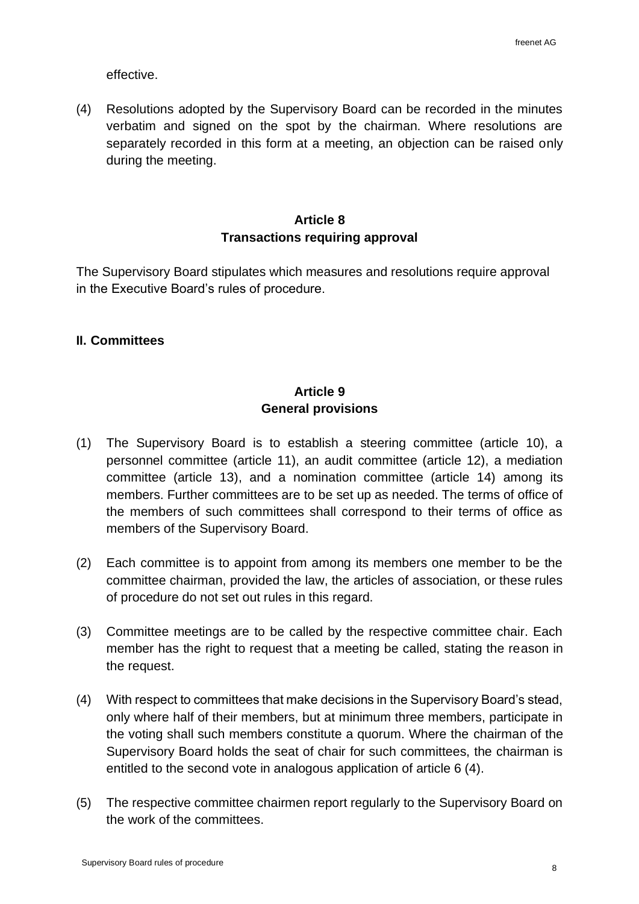effective.

(4) Resolutions adopted by the Supervisory Board can be recorded in the minutes verbatim and signed on the spot by the chairman. Where resolutions are separately recorded in this form at a meeting, an objection can be raised only during the meeting.

### Article 8
### Transactions requiring approval

The Supervisory Board stipulates which measures and resolutions require approval in the Executive Board's rules of procedure.

## II. Committees

### Article 9
### General provisions

(1) The Supervisory Board is to establish a steering committee (article 10), a personnel committee (article 11), an audit committee (article 12), a mediation committee (article 13), and a nomination committee (article 14) among its members. Further committees are to be set up as needed. The terms of office of the members of such committees shall correspond to their terms of office as members of the Supervisory Board.

(2) Each committee is to appoint from among its members one member to be the committee chairman, provided the law, the articles of association, or these rules of procedure do not set out rules in this regard.

(3) Committee meetings are to be called by the respective committee chair. Each member has the right to request that a meeting be called, stating the reason in the request.

(4) With respect to committees that make decisions in the Supervisory Board's stead, only where half of their members, but at minimum three members, participate in the voting shall such members constitute a quorum. Where the chairman of the Supervisory Board holds the seat of chair for such committees, the chairman is entitled to the second vote in analogous application of article 6 (4).

(5) The respective committee chairmen report regularly to the Supervisory Board on the work of the committees.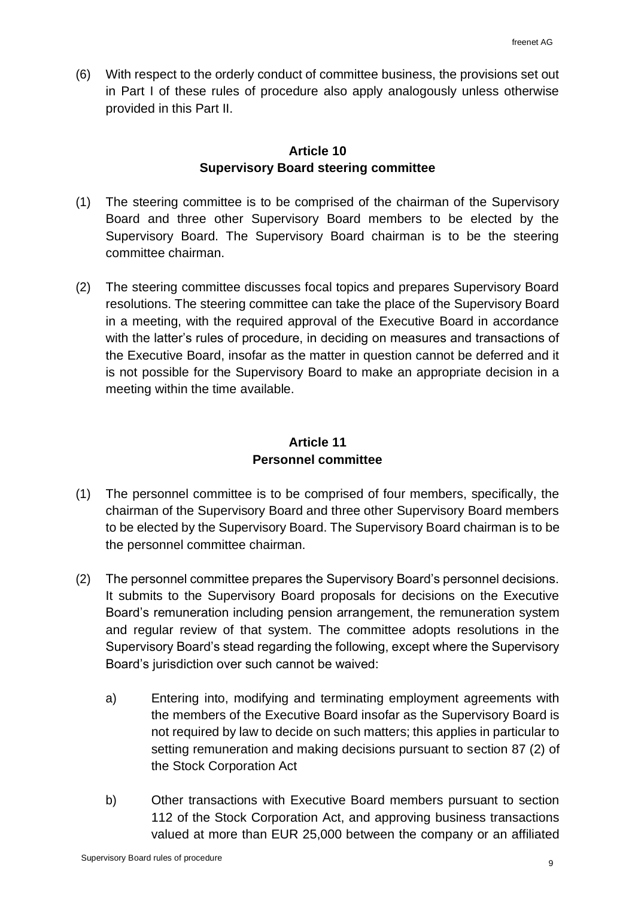(6) With respect to the orderly conduct of committee business, the provisions set out in Part I of these rules of procedure also apply analogously unless otherwise provided in this Part II.

## Article 10
## Supervisory Board steering committee

(1) The steering committee is to be comprised of the chairman of the Supervisory Board and three other Supervisory Board members to be elected by the Supervisory Board. The Supervisory Board chairman is to be the steering committee chairman.

(2) The steering committee discusses focal topics and prepares Supervisory Board resolutions. The steering committee can take the place of the Supervisory Board in a meeting, with the required approval of the Executive Board in accordance with the latter's rules of procedure, in deciding on measures and transactions of the Executive Board, insofar as the matter in question cannot be deferred and it is not possible for the Supervisory Board to make an appropriate decision in a meeting within the time available.

## Article 11
## Personnel committee

(1) The personnel committee is to be comprised of four members, specifically, the chairman of the Supervisory Board and three other Supervisory Board members to be elected by the Supervisory Board. The Supervisory Board chairman is to be the personnel committee chairman.

(2) The personnel committee prepares the Supervisory Board's personnel decisions. It submits to the Supervisory Board proposals for decisions on the Executive Board's remuneration including pension arrangement, the remuneration system and regular review of that system. The committee adopts resolutions in the Supervisory Board's stead regarding the following, except where the Supervisory Board's jurisdiction over such cannot be waived:

   a) Entering into, modifying and terminating employment agreements with the members of the Executive Board insofar as the Supervisory Board is not required by law to decide on such matters; this applies in particular to setting remuneration and making decisions pursuant to section 87 (2) of the Stock Corporation Act

   b) Other transactions with Executive Board members pursuant to section 112 of the Stock Corporation Act, and approving business transactions valued at more than EUR 25,000 between the company or an affiliated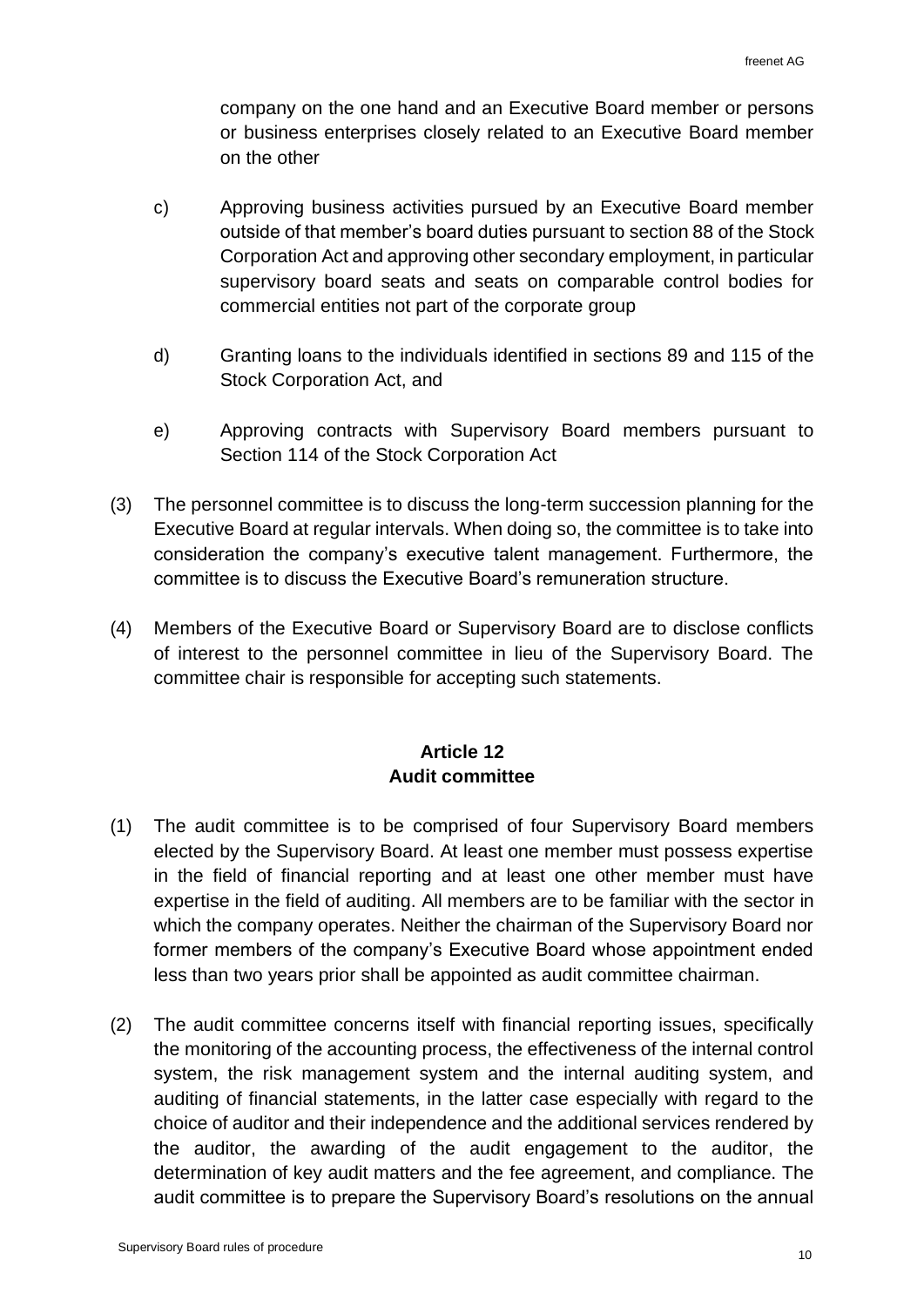company on the one hand and an Executive Board member or persons or business enterprises closely related to an Executive Board member on the other

c) Approving business activities pursued by an Executive Board member outside of that member's board duties pursuant to section 88 of the Stock Corporation Act and approving other secondary employment, in particular supervisory board seats and seats on comparable control bodies for commercial entities not part of the corporate group

d) Granting loans to the individuals identified in sections 89 and 115 of the Stock Corporation Act, and

e) Approving contracts with Supervisory Board members pursuant to Section 114 of the Stock Corporation Act

(3) The personnel committee is to discuss the long-term succession planning for the Executive Board at regular intervals. When doing so, the committee is to take into consideration the company's executive talent management. Furthermore, the committee is to discuss the Executive Board's remuneration structure.

(4) Members of the Executive Board or Supervisory Board are to disclose conflicts of interest to the personnel committee in lieu of the Supervisory Board. The committee chair is responsible for accepting such statements.

## Article 12
## Audit committee

(1) The audit committee is to be comprised of four Supervisory Board members elected by the Supervisory Board. At least one member must possess expertise in the field of financial reporting and at least one other member must have expertise in the field of auditing. All members are to be familiar with the sector in which the company operates. Neither the chairman of the Supervisory Board nor former members of the company's Executive Board whose appointment ended less than two years prior shall be appointed as audit committee chairman.

(2) The audit committee concerns itself with financial reporting issues, specifically the monitoring of the accounting process, the effectiveness of the internal control system, the risk management system and the internal auditing system, and auditing of financial statements, in the latter case especially with regard to the choice of auditor and their independence and the additional services rendered by the auditor, the awarding of the audit engagement to the auditor, the determination of key audit matters and the fee agreement, and compliance. The audit committee is to prepare the Supervisory Board's resolutions on the annual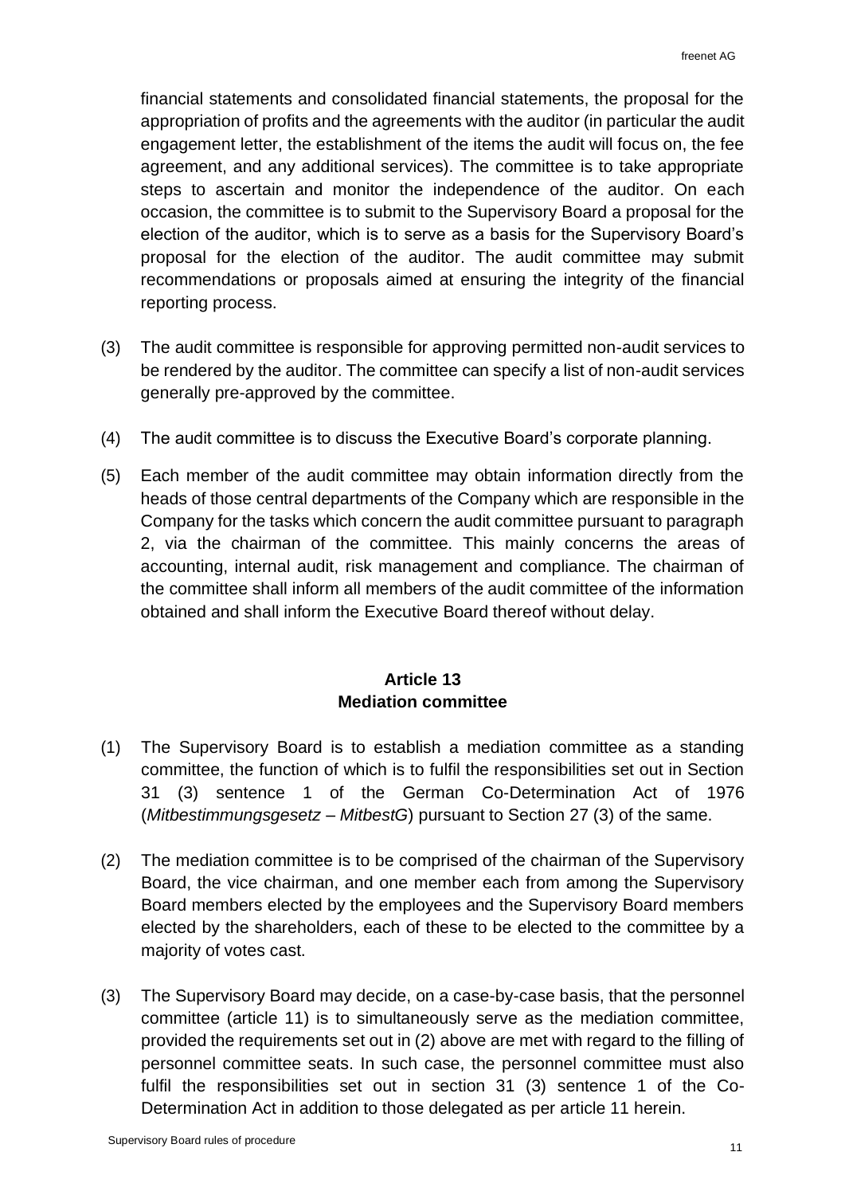financial statements and consolidated financial statements, the proposal for the appropriation of profits and the agreements with the auditor (in particular the audit engagement letter, the establishment of the items the audit will focus on, the fee agreement, and any additional services). The committee is to take appropriate steps to ascertain and monitor the independence of the auditor. On each occasion, the committee is to submit to the Supervisory Board a proposal for the election of the auditor, which is to serve as a basis for the Supervisory Board's proposal for the election of the auditor. The audit committee may submit recommendations or proposals aimed at ensuring the integrity of the financial reporting process.

(3) The audit committee is responsible for approving permitted non-audit services to be rendered by the auditor. The committee can specify a list of non-audit services generally pre-approved by the committee.

(4) The audit committee is to discuss the Executive Board's corporate planning.

(5) Each member of the audit committee may obtain information directly from the heads of those central departments of the Company which are responsible in the Company for the tasks which concern the audit committee pursuant to paragraph 2, via the chairman of the committee. This mainly concerns the areas of accounting, internal audit, risk management and compliance. The chairman of the committee shall inform all members of the audit committee of the information obtained and shall inform the Executive Board thereof without delay.

## Article 13
## Mediation committee

(1) The Supervisory Board is to establish a mediation committee as a standing committee, the function of which is to fulfil the responsibilities set out in Section 31 (3) sentence 1 of the German Co-Determination Act of 1976 (*Mitbestimmungsgesetz – MitbestG*) pursuant to Section 27 (3) of the same.

(2) The mediation committee is to be comprised of the chairman of the Supervisory Board, the vice chairman, and one member each from among the Supervisory Board members elected by the employees and the Supervisory Board members elected by the shareholders, each of these to be elected to the committee by a majority of votes cast.

(3) The Supervisory Board may decide, on a case-by-case basis, that the personnel committee (article 11) is to simultaneously serve as the mediation committee, provided the requirements set out in (2) above are met with regard to the filling of personnel committee seats. In such case, the personnel committee must also fulfil the responsibilities set out in section 31 (3) sentence 1 of the Co-Determination Act in addition to those delegated as per article 11 herein.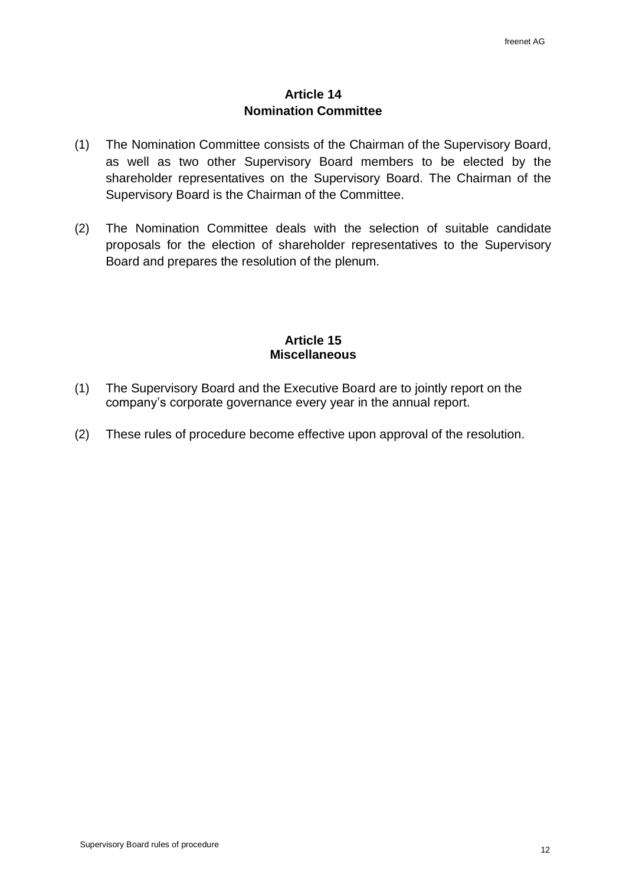## Article 14
## Nomination Committee

(1) The Nomination Committee consists of the Chairman of the Supervisory Board, as well as two other Supervisory Board members to be elected by the shareholder representatives on the Supervisory Board. The Chairman of the Supervisory Board is the Chairman of the Committee.

(2) The Nomination Committee deals with the selection of suitable candidate proposals for the election of shareholder representatives to the Supervisory Board and prepares the resolution of the plenum.

## Article 15
## Miscellaneous

(1) The Supervisory Board and the Executive Board are to jointly report on the company's corporate governance every year in the annual report.

(2) These rules of procedure become effective upon approval of the resolution.